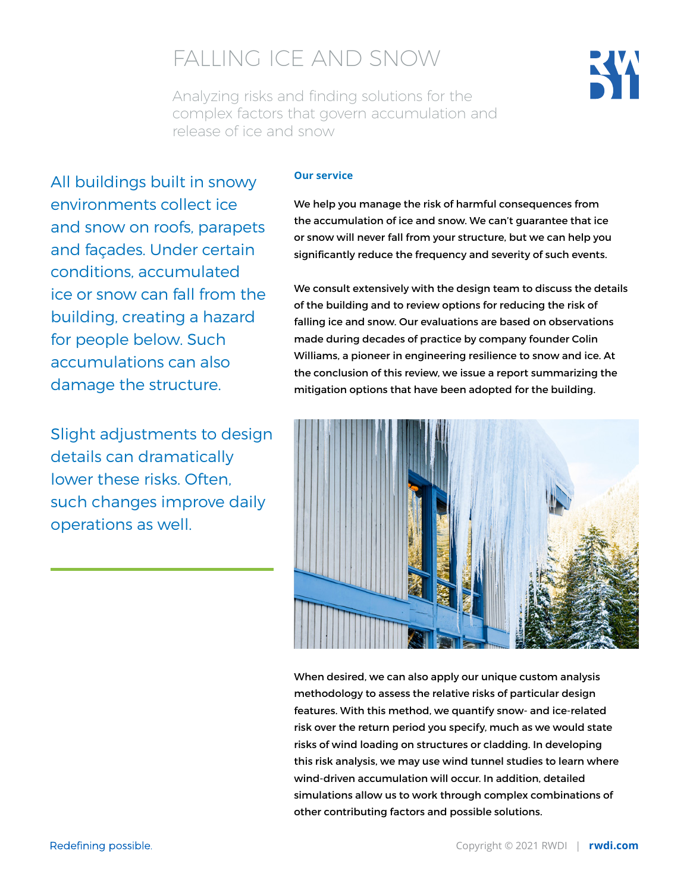# FALLING ICE AND SNOW

Analyzing risks and finding solutions for the complex factors that govern accumulation and release of ice and snow

All buildings built in snowy environments collect ice and snow on roofs, parapets and façades. Under certain conditions, accumulated ice or snow can fall from the building, creating a hazard for people below. Such accumulations can also damage the structure.

Slight adjustments to design details can dramatically lower these risks. Often, such changes improve daily operations as well.

## Our service

We help you manage the risk of harmful consequences from the accumulation of ice and snow. We can't guarantee that ice or snow will never fall from your structure, but we can help you significantly reduce the frequency and severity of such events.

We consult extensively with the design team to discuss the details of the building and to review options for reducing the risk of falling ice and snow. Our evaluations are based on observations made during decades of practice by company founder Colin Williams, a pioneer in engineering resilience to snow and ice. At the conclusion of this review, we issue a report summarizing the mitigation options that have been adopted for the building.

When desired, we can also apply our unique custom analysis methodology to assess the relative risks of particular design features. With this method, we quantify snow- and ice-related risk over the return period you specify, much as we would state risks of wind loading on structures or cladding. In developing this risk analysis, we may use wind tunnel studies to learn where wind-driven accumulation will occur. In addition, detailed simulations allow us to work through complex combinations of other contributing factors and possible solutions.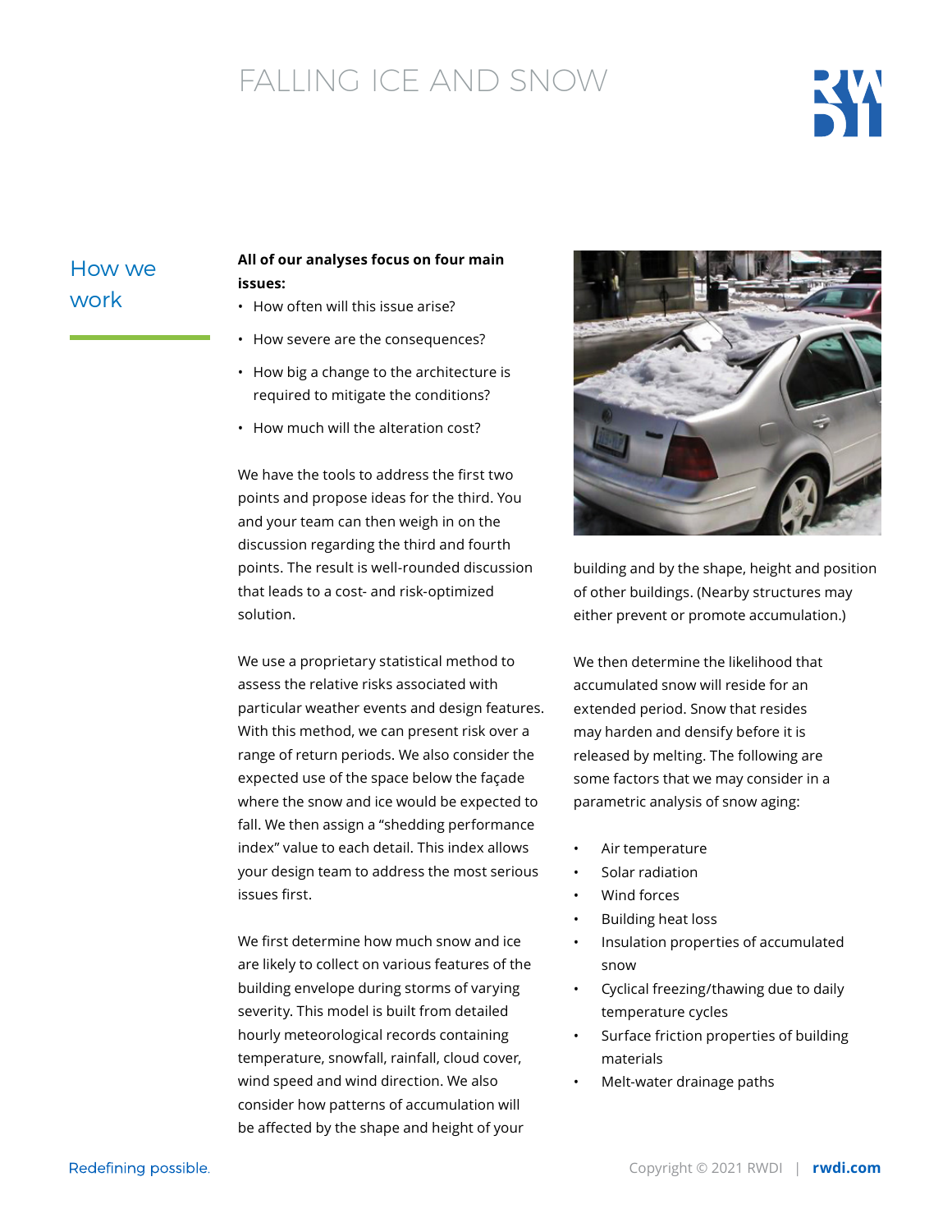## How we work

**All of our analyses focus on four main issues:**

- How often will this issue arise?
- How severe are the consequences?
- How big a change to the architecture is required to mitigate the conditions?
- How much will the alteration cost?

We have the tools to address the first two points and propose ideas for the third. You and your team can then weigh in on the discussion regarding the third and fourth points. The result is well-rounded discussion that leads to a cost- and risk-optimized solution.

We use a proprietary statistical method to assess the relative risks associated with particular weather events and design features. With this method, we can present risk over a range of return periods. We also consider the expected use of the space below the façade where the snow and ice would be expected to fall. We then assign a "shedding performance index" value to each detail. This index allows your design team to address the most serious issues first.

We first determine how much snow and ice are likely to collect on various features of the building envelope during storms of varying severity. This model is built from detailed hourly meteorological records containing temperature, snowfall, rainfall, cloud cover, wind speed and wind direction. We also consider how patterns of accumulation will be affected by the shape and height of your building and by the shape, height and position of other buildings. (Nearby structures may either prevent or promote accumulation.)

We then determine the likelihood that accumulated snow will reside for an extended period. Snow that resides may harden and densify before it is released by melting. The following are some factors that we may consider in a parametric analysis of snow aging:

- Air temperature
- Solar radiation
- Wind forces
- Building heat loss
- Insulation properties of accumulated snow
- Cyclical freezing/thawing due to daily temperature cycles
- Surface friction properties of building materials
- Melt-water drainage paths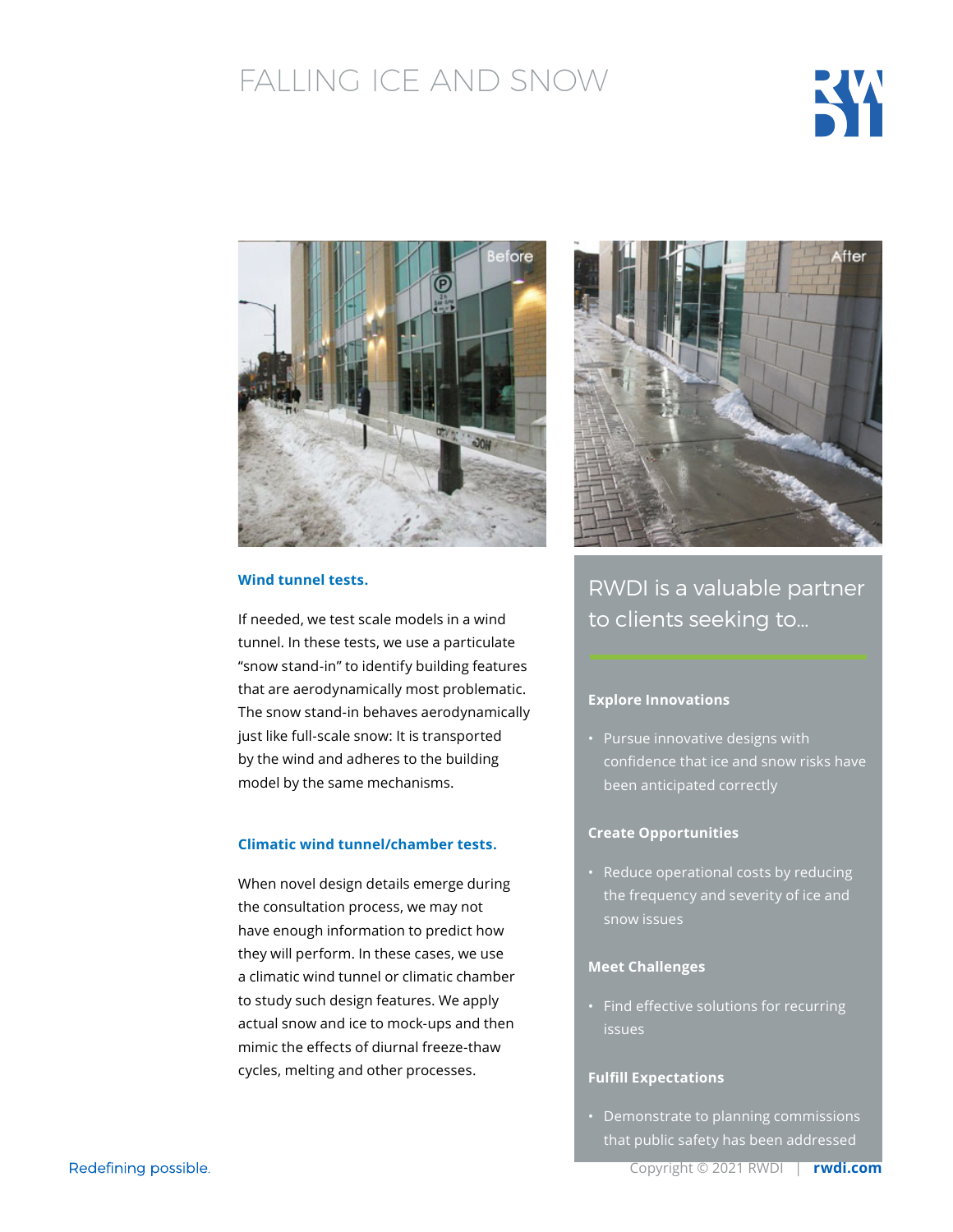# FALLING ICE AND SNOW

Before

After

### Wind tunnel tests.

If needed, we test scale models in a wind tunnel. In these tests, we use a particulate "snow stand-in" to identify building features that are aerodynamically most problematic. The snow stand-in behaves aerodynamically just like full-scale snow: It is transported by the wind and adheres to the building model by the same mechanisms.

### Climatic wind tunnel/chamber tests.

When novel design details emerge during the consultation process, we may not have enough information to predict how they will perform. In these cases, we use a climatic wind tunnel or climatic chamber to study such design features. We apply actual snow and ice to mock-ups and then mimic the effects of diurnal freeze-thaw cycles, melting and other processes.

## RWDI is a valuable partner to clients seeking to...

**Explore Innovations**

- Pursue innovative designs with confidence that ice and snow risks have been anticipated correctly

**Create Opportunities**

- Reduce operational costs by reducing the frequency and severity of ice and snow issues

**Meet Challenges**

- Find effective solutions for recurring issues

**Fulfill Expectations**

- Demonstrate to planning commissions that public safety has been addressed

Redefining possible.

Copyright © 2021 RWDI | rwdi.com